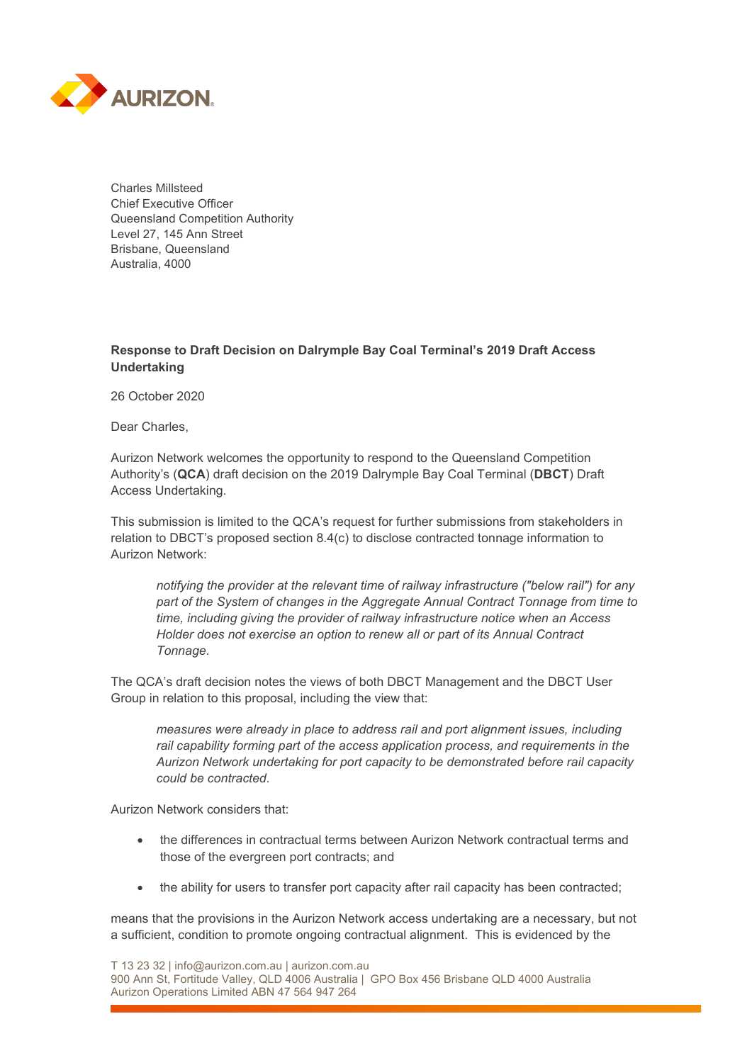Charles Millsteed
Chief Executive Officer
Queensland Competition Authority
Level 27, 145 Ann Street
Brisbane, Queensland
Australia, 4000

**Response to Draft Decision on Dalrymple Bay Coal Terminal's 2019 Draft Access Undertaking**

26 October 2020

Dear Charles,

Aurizon Network welcomes the opportunity to respond to the Queensland Competition Authority's (**QCA**) draft decision on the 2019 Dalrymple Bay Coal Terminal (**DBCT**) Draft Access Undertaking.

This submission is limited to the QCA's request for further submissions from stakeholders in relation to DBCT's proposed section 8.4(c) to disclose contracted tonnage information to Aurizon Network:

> *notifying the provider at the relevant time of railway infrastructure ("below rail") for any part of the System of changes in the Aggregate Annual Contract Tonnage from time to time, including giving the provider of railway infrastructure notice when an Access Holder does not exercise an option to renew all or part of its Annual Contract Tonnage.*

The QCA's draft decision notes the views of both DBCT Management and the DBCT User Group in relation to this proposal, including the view that:

> *measures were already in place to address rail and port alignment issues, including rail capability forming part of the access application process, and requirements in the Aurizon Network undertaking for port capacity to be demonstrated before rail capacity could be contracted.*

Aurizon Network considers that:

- the differences in contractual terms between Aurizon Network contractual terms and those of the evergreen port contracts; and
- the ability for users to transfer port capacity after rail capacity has been contracted;

means that the provisions in the Aurizon Network access undertaking are a necessary, but not a sufficient, condition to promote ongoing contractual alignment. This is evidenced by the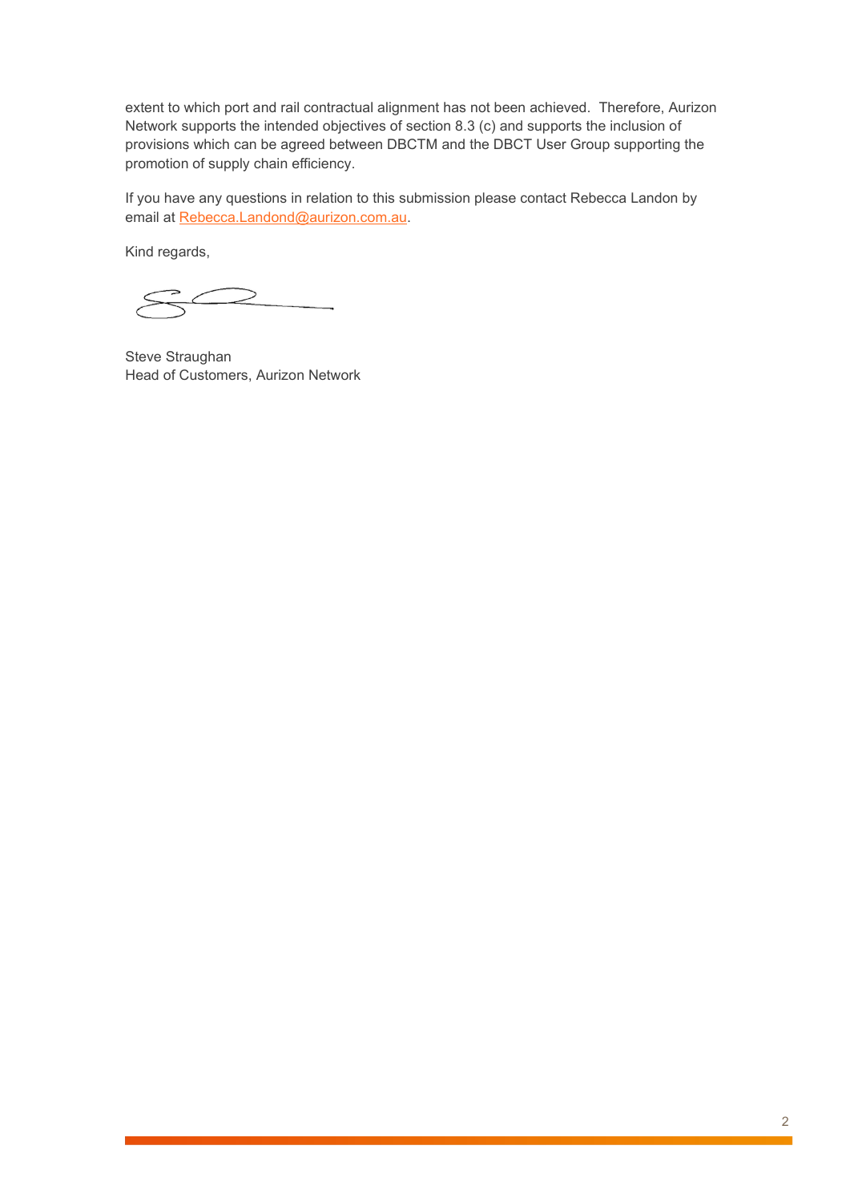extent to which port and rail contractual alignment has not been achieved. Therefore, Aurizon Network supports the intended objectives of section 8.3 (c) and supports the inclusion of provisions which can be agreed between DBCTM and the DBCT User Group supporting the promotion of supply chain efficiency.

If you have any questions in relation to this submission please contact Rebecca Landon by email at Rebecca.Landond@aurizon.com.au.

Kind regards,

Steve Straughan
Head of Customers, Aurizon Network